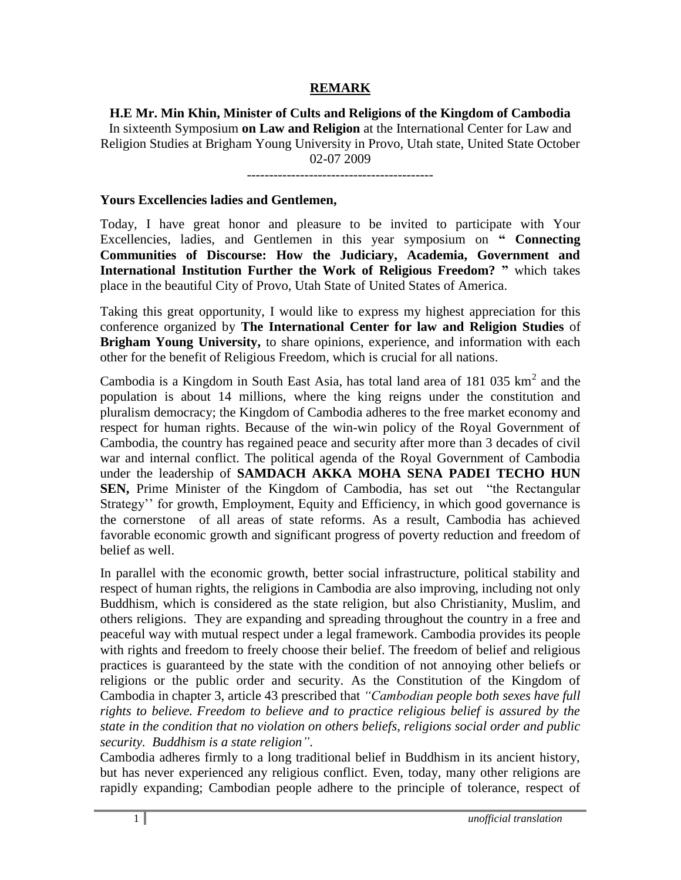# REMARK

**H.E Mr. Min Khin, Minister of Cults and Religions of the Kingdom of Cambodia**
In sixteenth Symposium **on Law and Religion** at the International Center for Law and Religion Studies at Brigham Young University in Provo, Utah state, United State October 02-07 2009

------------------------------------------

**Yours Excellencies ladies and Gentlemen,**

Today, I have great honor and pleasure to be invited to participate with Your Excellencies, ladies, and Gentlemen in this year symposium on **" Connecting Communities of Discourse: How the Judiciary, Academia, Government and International Institution Further the Work of Religious Freedom? "** which takes place in the beautiful City of Provo, Utah State of United States of America.

Taking this great opportunity, I would like to express my highest appreciation for this conference organized by **The International Center for law and Religion Studies** of **Brigham Young University,** to share opinions, experience, and information with each other for the benefit of Religious Freedom, which is crucial for all nations.

Cambodia is a Kingdom in South East Asia, has total land area of 181 035 $km^2$ and the population is about 14 millions, where the king reigns under the constitution and pluralism democracy; the Kingdom of Cambodia adheres to the free market economy and respect for human rights. Because of the win-win policy of the Royal Government of Cambodia, the country has regained peace and security after more than 3 decades of civil war and internal conflict. The political agenda of the Royal Government of Cambodia under the leadership of **SAMDACH AKKA MOHA SENA PADEI TECHO HUN SEN,** Prime Minister of the Kingdom of Cambodia, has set out "the Rectangular Strategy'' for growth, Employment, Equity and Efficiency, in which good governance is the cornerstone of all areas of state reforms. As a result, Cambodia has achieved favorable economic growth and significant progress of poverty reduction and freedom of belief as well.

In parallel with the economic growth, better social infrastructure, political stability and respect of human rights, the religions in Cambodia are also improving, including not only Buddhism, which is considered as the state religion, but also Christianity, Muslim, and others religions. They are expanding and spreading throughout the country in a free and peaceful way with mutual respect under a legal framework. Cambodia provides its people with rights and freedom to freely choose their belief. The freedom of belief and religious practices is guaranteed by the state with the condition of not annoying other beliefs or religions or the public order and security. As the Constitution of the Kingdom of Cambodia in chapter 3, article 43 prescribed that *"Cambodian people both sexes have full rights to believe. Freedom to believe and to practice religious belief is assured by the state in the condition that no violation on others beliefs, religions social order and public security. Buddhism is a state religion".*

Cambodia adheres firmly to a long traditional belief in Buddhism in its ancient history, but has never experienced any religious conflict. Even, today, many other religions are rapidly expanding; Cambodian people adhere to the principle of tolerance, respect of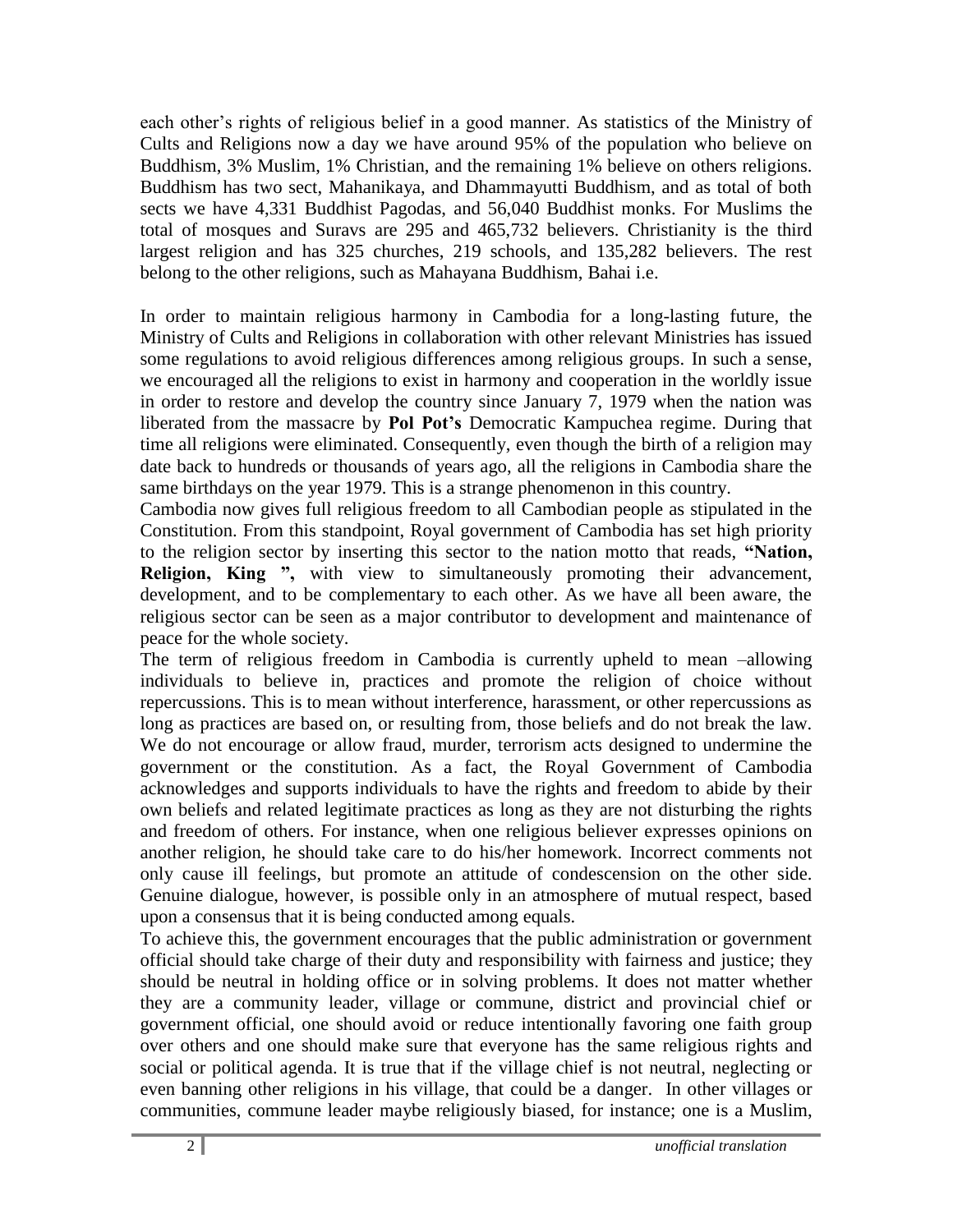each other's rights of religious belief in a good manner. As statistics of the Ministry of Cults and Religions now a day we have around 95% of the population who believe on Buddhism, 3% Muslim, 1% Christian, and the remaining 1% believe on others religions. Buddhism has two sect, Mahanikaya, and Dhammayutti Buddhism, and as total of both sects we have 4,331 Buddhist Pagodas, and 56,040 Buddhist monks. For Muslims the total of mosques and Suravs are 295 and 465,732 believers. Christianity is the third largest religion and has 325 churches, 219 schools, and 135,282 believers. The rest belong to the other religions, such as Mahayana Buddhism, Bahai i.e.

In order to maintain religious harmony in Cambodia for a long-lasting future, the Ministry of Cults and Religions in collaboration with other relevant Ministries has issued some regulations to avoid religious differences among religious groups. In such a sense, we encouraged all the religions to exist in harmony and cooperation in the worldly issue in order to restore and develop the country since January 7, 1979 when the nation was liberated from the massacre by **Pol Pot's** Democratic Kampuchea regime. During that time all religions were eliminated. Consequently, even though the birth of a religion may date back to hundreds or thousands of years ago, all the religions in Cambodia share the same birthdays on the year 1979. This is a strange phenomenon in this country.

Cambodia now gives full religious freedom to all Cambodian people as stipulated in the Constitution. From this standpoint, Royal government of Cambodia has set high priority to the religion sector by inserting this sector to the nation motto that reads, **"Nation, Religion, King ",** with view to simultaneously promoting their advancement, development, and to be complementary to each other. As we have all been aware, the religious sector can be seen as a major contributor to development and maintenance of peace for the whole society.

The term of religious freedom in Cambodia is currently upheld to mean –allowing individuals to believe in, practices and promote the religion of choice without repercussions. This is to mean without interference, harassment, or other repercussions as long as practices are based on, or resulting from, those beliefs and do not break the law. We do not encourage or allow fraud, murder, terrorism acts designed to undermine the government or the constitution. As a fact, the Royal Government of Cambodia acknowledges and supports individuals to have the rights and freedom to abide by their own beliefs and related legitimate practices as long as they are not disturbing the rights and freedom of others. For instance, when one religious believer expresses opinions on another religion, he should take care to do his/her homework. Incorrect comments not only cause ill feelings, but promote an attitude of condescension on the other side. Genuine dialogue, however, is possible only in an atmosphere of mutual respect, based upon a consensus that it is being conducted among equals.

To achieve this, the government encourages that the public administration or government official should take charge of their duty and responsibility with fairness and justice; they should be neutral in holding office or in solving problems. It does not matter whether they are a community leader, village or commune, district and provincial chief or government official, one should avoid or reduce intentionally favoring one faith group over others and one should make sure that everyone has the same religious rights and social or political agenda. It is true that if the village chief is not neutral, neglecting or even banning other religions in his village, that could be a danger. In other villages or communities, commune leader maybe religiously biased, for instance; one is a Muslim,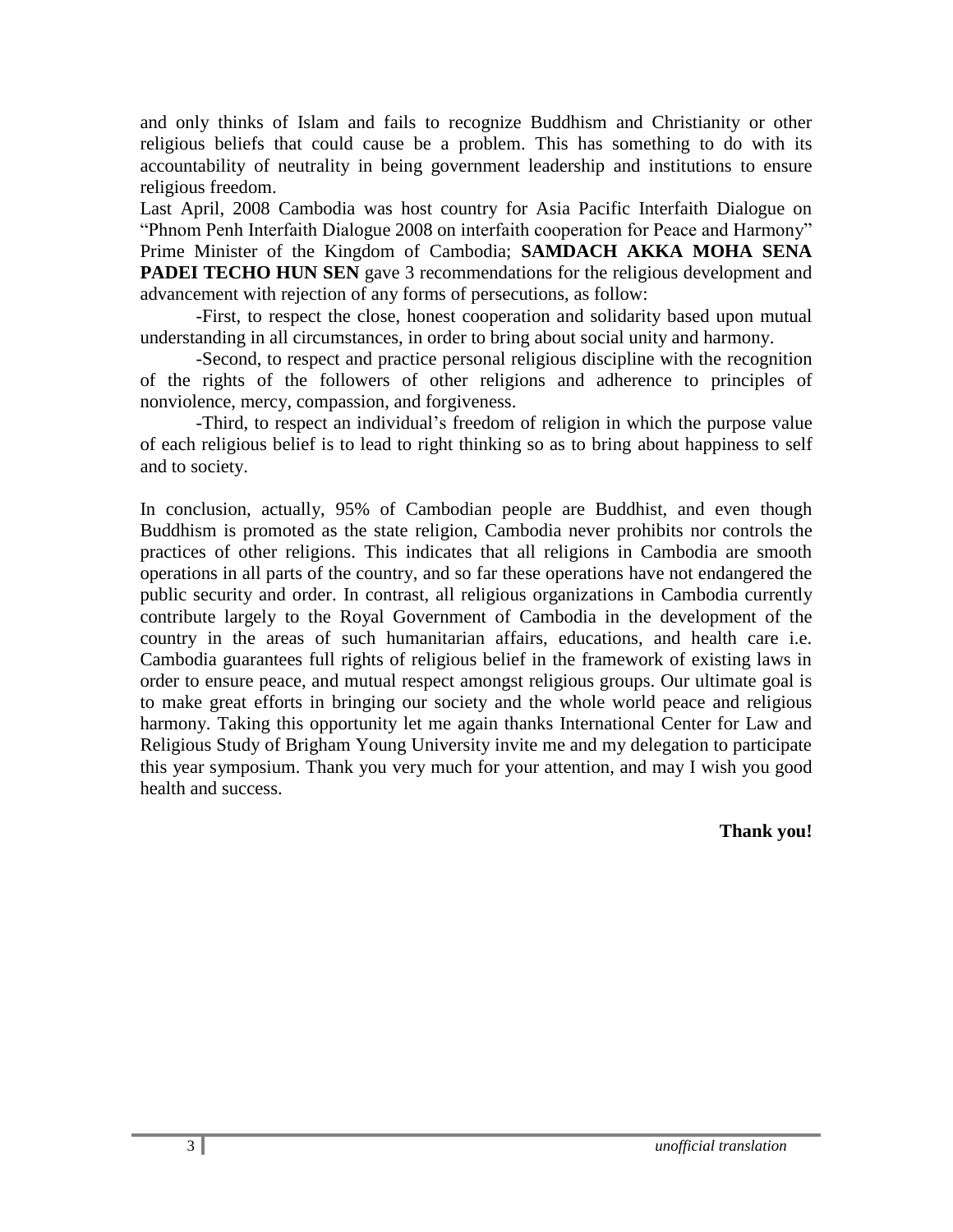and only thinks of Islam and fails to recognize Buddhism and Christianity or other religious beliefs that could cause be a problem. This has something to do with its accountability of neutrality in being government leadership and institutions to ensure religious freedom.

Last April, 2008 Cambodia was host country for Asia Pacific Interfaith Dialogue on "Phnom Penh Interfaith Dialogue 2008 on interfaith cooperation for Peace and Harmony" Prime Minister of the Kingdom of Cambodia; **SAMDACH AKKA MOHA SENA PADEI TECHO HUN SEN** gave 3 recommendations for the religious development and advancement with rejection of any forms of persecutions, as follow:

-First, to respect the close, honest cooperation and solidarity based upon mutual understanding in all circumstances, in order to bring about social unity and harmony.

-Second, to respect and practice personal religious discipline with the recognition of the rights of the followers of other religions and adherence to principles of nonviolence, mercy, compassion, and forgiveness.

-Third, to respect an individual's freedom of religion in which the purpose value of each religious belief is to lead to right thinking so as to bring about happiness to self and to society.

In conclusion, actually, 95% of Cambodian people are Buddhist, and even though Buddhism is promoted as the state religion, Cambodia never prohibits nor controls the practices of other religions. This indicates that all religions in Cambodia are smooth operations in all parts of the country, and so far these operations have not endangered the public security and order. In contrast, all religious organizations in Cambodia currently contribute largely to the Royal Government of Cambodia in the development of the country in the areas of such humanitarian affairs, educations, and health care i.e. Cambodia guarantees full rights of religious belief in the framework of existing laws in order to ensure peace, and mutual respect amongst religious groups. Our ultimate goal is to make great efforts in bringing our society and the whole world peace and religious harmony. Taking this opportunity let me again thanks International Center for Law and Religious Study of Brigham Young University invite me and my delegation to participate this year symposium. Thank you very much for your attention, and may I wish you good health and success.

**Thank you!**